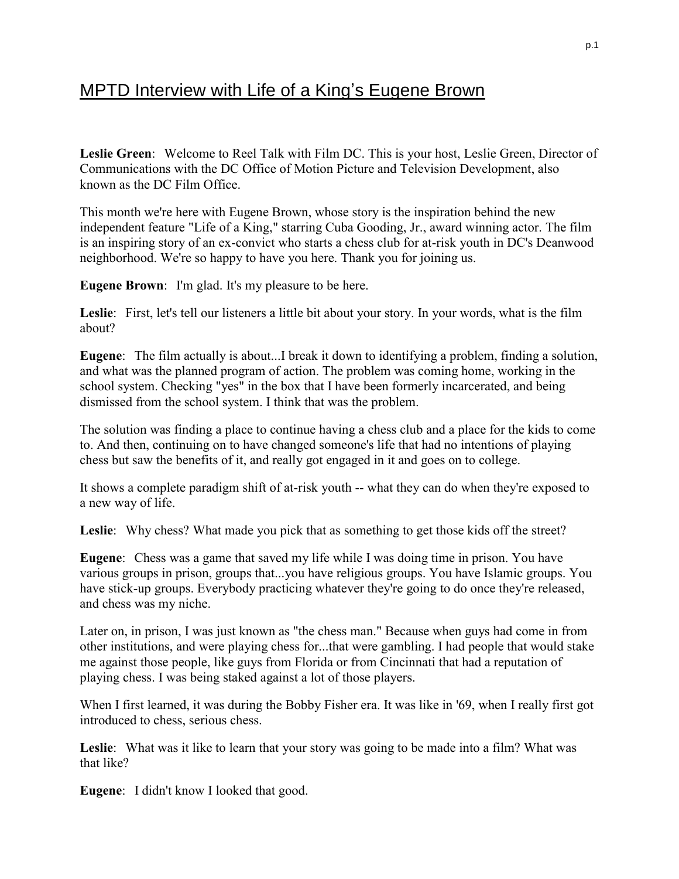# MPTD Interview with Life of a King's Eugene Brown

**Leslie Green**: Welcome to Reel Talk with Film DC. This is your host, Leslie Green, Director of Communications with the DC Office of Motion Picture and Television Development, also known as the DC Film Office.

This month we're here with Eugene Brown, whose story is the inspiration behind the new independent feature "Life of a King," starring Cuba Gooding, Jr., award winning actor. The film is an inspiring story of an ex-convict who starts a chess club for at-risk youth in DC's Deanwood neighborhood. We're so happy to have you here. Thank you for joining us.

**Eugene Brown**: I'm glad. It's my pleasure to be here.

**Leslie**: First, let's tell our listeners a little bit about your story. In your words, what is the film about?

**Eugene**: The film actually is about...I break it down to identifying a problem, finding a solution, and what was the planned program of action. The problem was coming home, working in the school system. Checking "yes" in the box that I have been formerly incarcerated, and being dismissed from the school system. I think that was the problem.

The solution was finding a place to continue having a chess club and a place for the kids to come to. And then, continuing on to have changed someone's life that had no intentions of playing chess but saw the benefits of it, and really got engaged in it and goes on to college.

It shows a complete paradigm shift of at-risk youth -- what they can do when they're exposed to a new way of life.

**Leslie**: Why chess? What made you pick that as something to get those kids off the street?

**Eugene**: Chess was a game that saved my life while I was doing time in prison. You have various groups in prison, groups that...you have religious groups. You have Islamic groups. You have stick-up groups. Everybody practicing whatever they're going to do once they're released, and chess was my niche.

Later on, in prison, I was just known as "the chess man." Because when guys had come in from other institutions, and were playing chess for...that were gambling. I had people that would stake me against those people, like guys from Florida or from Cincinnati that had a reputation of playing chess. I was being staked against a lot of those players.

When I first learned, it was during the Bobby Fisher era. It was like in '69, when I really first got introduced to chess, serious chess.

**Leslie**: What was it like to learn that your story was going to be made into a film? What was that like?

**Eugene**: I didn't know I looked that good.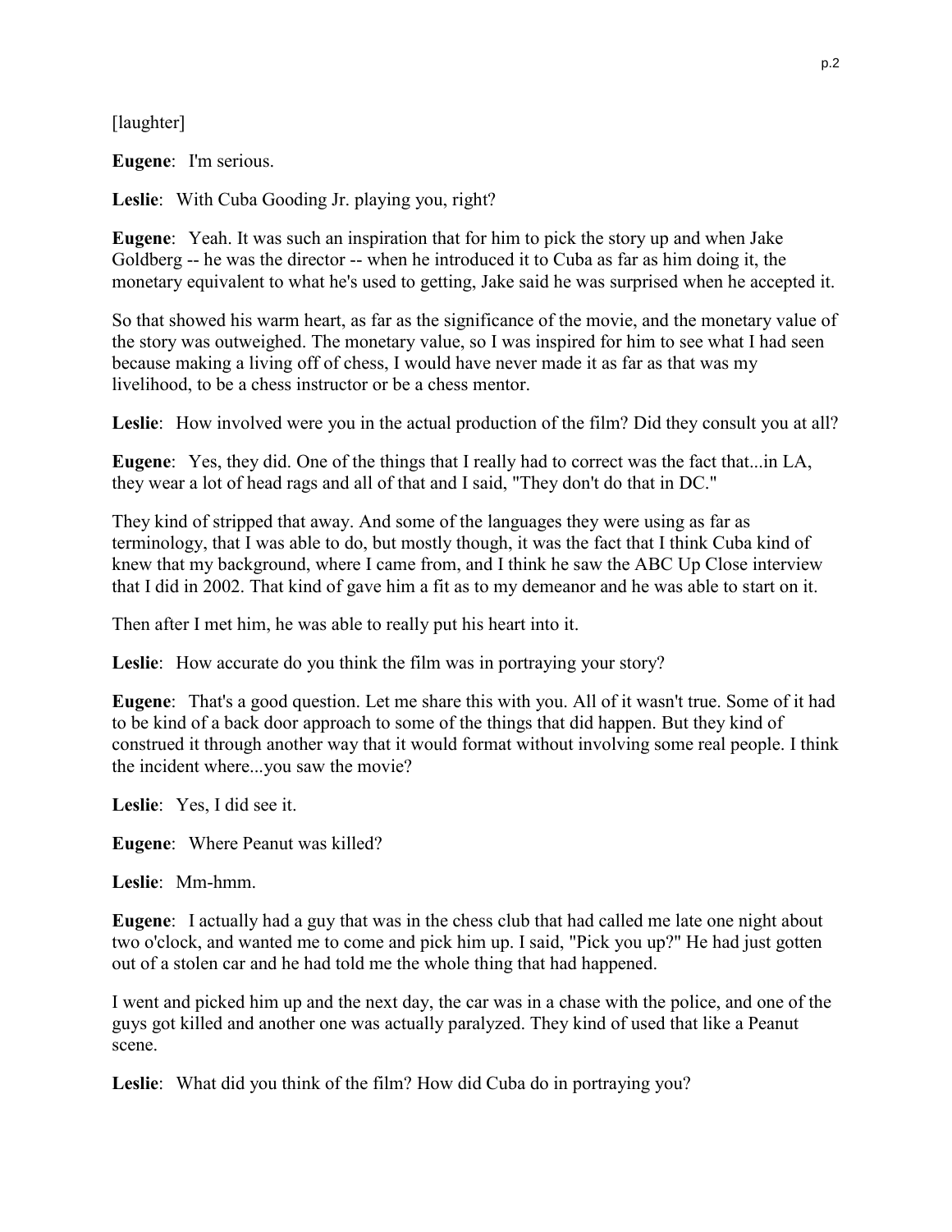[laughter]

**Eugene**: I'm serious.

**Leslie**: With Cuba Gooding Jr. playing you, right?

**Eugene**: Yeah. It was such an inspiration that for him to pick the story up and when Jake Goldberg -- he was the director -- when he introduced it to Cuba as far as him doing it, the monetary equivalent to what he's used to getting, Jake said he was surprised when he accepted it.

So that showed his warm heart, as far as the significance of the movie, and the monetary value of the story was outweighed. The monetary value, so I was inspired for him to see what I had seen because making a living off of chess, I would have never made it as far as that was my livelihood, to be a chess instructor or be a chess mentor.

**Leslie**: How involved were you in the actual production of the film? Did they consult you at all?

**Eugene**: Yes, they did. One of the things that I really had to correct was the fact that...in LA, they wear a lot of head rags and all of that and I said, "They don't do that in DC."

They kind of stripped that away. And some of the languages they were using as far as terminology, that I was able to do, but mostly though, it was the fact that I think Cuba kind of knew that my background, where I came from, and I think he saw the ABC Up Close interview that I did in 2002. That kind of gave him a fit as to my demeanor and he was able to start on it.

Then after I met him, he was able to really put his heart into it.

**Leslie**: How accurate do you think the film was in portraying your story?

**Eugene**: That's a good question. Let me share this with you. All of it wasn't true. Some of it had to be kind of a back door approach to some of the things that did happen. But they kind of construed it through another way that it would format without involving some real people. I think the incident where...you saw the movie?

**Leslie**: Yes, I did see it.

**Eugene**: Where Peanut was killed?

**Leslie**: Mm-hmm.

**Eugene**: I actually had a guy that was in the chess club that had called me late one night about two o'clock, and wanted me to come and pick him up. I said, "Pick you up?" He had just gotten out of a stolen car and he had told me the whole thing that had happened.

I went and picked him up and the next day, the car was in a chase with the police, and one of the guys got killed and another one was actually paralyzed. They kind of used that like a Peanut scene.

**Leslie**: What did you think of the film? How did Cuba do in portraying you?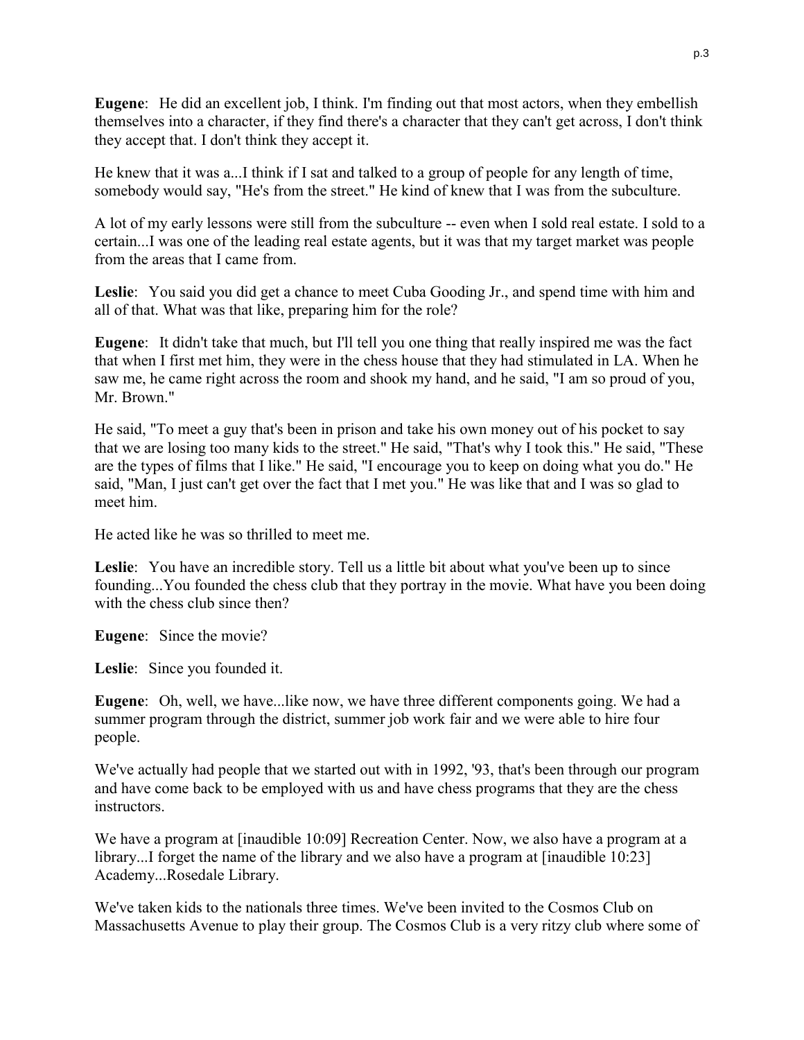**Eugene**: He did an excellent job, I think. I'm finding out that most actors, when they embellish themselves into a character, if they find there's a character that they can't get across, I don't think they accept that. I don't think they accept it.

He knew that it was a...I think if I sat and talked to a group of people for any length of time, somebody would say, "He's from the street." He kind of knew that I was from the subculture.

A lot of my early lessons were still from the subculture -- even when I sold real estate. I sold to a certain...I was one of the leading real estate agents, but it was that my target market was people from the areas that I came from.

**Leslie**: You said you did get a chance to meet Cuba Gooding Jr., and spend time with him and all of that. What was that like, preparing him for the role?

**Eugene**: It didn't take that much, but I'll tell you one thing that really inspired me was the fact that when I first met him, they were in the chess house that they had stimulated in LA. When he saw me, he came right across the room and shook my hand, and he said, "I am so proud of you, Mr. Brown."

He said, "To meet a guy that's been in prison and take his own money out of his pocket to say that we are losing too many kids to the street." He said, "That's why I took this." He said, "These are the types of films that I like." He said, "I encourage you to keep on doing what you do." He said, "Man, I just can't get over the fact that I met you." He was like that and I was so glad to meet him.

He acted like he was so thrilled to meet me.

**Leslie**: You have an incredible story. Tell us a little bit about what you've been up to since founding...You founded the chess club that they portray in the movie. What have you been doing with the chess club since then?

**Eugene**: Since the movie?

**Leslie**: Since you founded it.

**Eugene**: Oh, well, we have...like now, we have three different components going. We had a summer program through the district, summer job work fair and we were able to hire four people.

We've actually had people that we started out with in 1992, '93, that's been through our program and have come back to be employed with us and have chess programs that they are the chess instructors.

We have a program at [inaudible 10:09] Recreation Center. Now, we also have a program at a library...I forget the name of the library and we also have a program at [inaudible 10:23] Academy...Rosedale Library.

We've taken kids to the nationals three times. We've been invited to the Cosmos Club on Massachusetts Avenue to play their group. The Cosmos Club is a very ritzy club where some of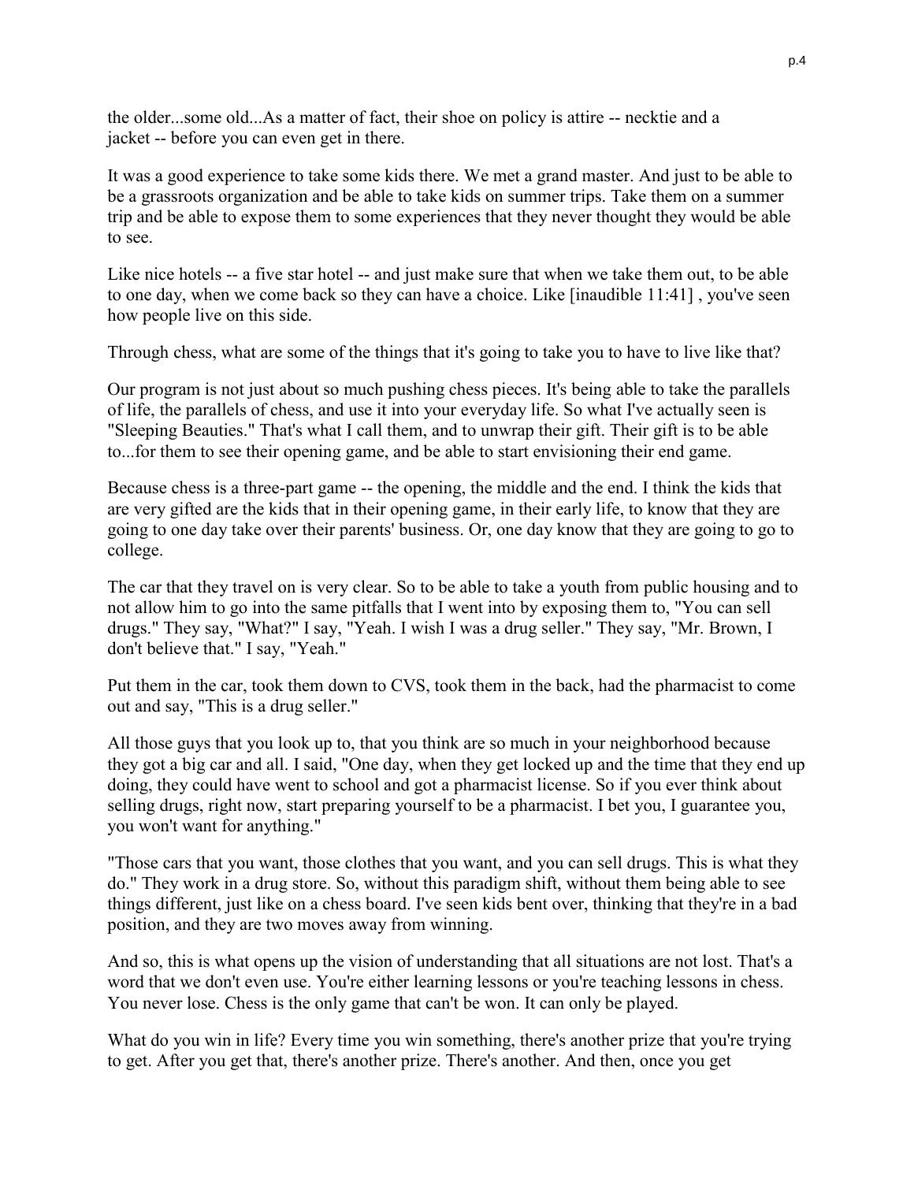the older...some old...As a matter of fact, their shoe on policy is attire -- necktie and a jacket -- before you can even get in there.

It was a good experience to take some kids there. We met a grand master. And just to be able to be a grassroots organization and be able to take kids on summer trips. Take them on a summer trip and be able to expose them to some experiences that they never thought they would be able to see.

Like nice hotels -- a five star hotel -- and just make sure that when we take them out, to be able to one day, when we come back so they can have a choice. Like [inaudible 11:41] , you've seen how people live on this side.

Through chess, what are some of the things that it's going to take you to have to live like that?

Our program is not just about so much pushing chess pieces. It's being able to take the parallels of life, the parallels of chess, and use it into your everyday life. So what I've actually seen is "Sleeping Beauties." That's what I call them, and to unwrap their gift. Their gift is to be able to...for them to see their opening game, and be able to start envisioning their end game.

Because chess is a three-part game -- the opening, the middle and the end. I think the kids that are very gifted are the kids that in their opening game, in their early life, to know that they are going to one day take over their parents' business. Or, one day know that they are going to go to college.

The car that they travel on is very clear. So to be able to take a youth from public housing and to not allow him to go into the same pitfalls that I went into by exposing them to, "You can sell drugs." They say, "What?" I say, "Yeah. I wish I was a drug seller." They say, "Mr. Brown, I don't believe that." I say, "Yeah."

Put them in the car, took them down to CVS, took them in the back, had the pharmacist to come out and say, "This is a drug seller."

All those guys that you look up to, that you think are so much in your neighborhood because they got a big car and all. I said, "One day, when they get locked up and the time that they end up doing, they could have went to school and got a pharmacist license. So if you ever think about selling drugs, right now, start preparing yourself to be a pharmacist. I bet you, I guarantee you, you won't want for anything."

"Those cars that you want, those clothes that you want, and you can sell drugs. This is what they do." They work in a drug store. So, without this paradigm shift, without them being able to see things different, just like on a chess board. I've seen kids bent over, thinking that they're in a bad position, and they are two moves away from winning.

And so, this is what opens up the vision of understanding that all situations are not lost. That's a word that we don't even use. You're either learning lessons or you're teaching lessons in chess. You never lose. Chess is the only game that can't be won. It can only be played.

What do you win in life? Every time you win something, there's another prize that you're trying to get. After you get that, there's another prize. There's another. And then, once you get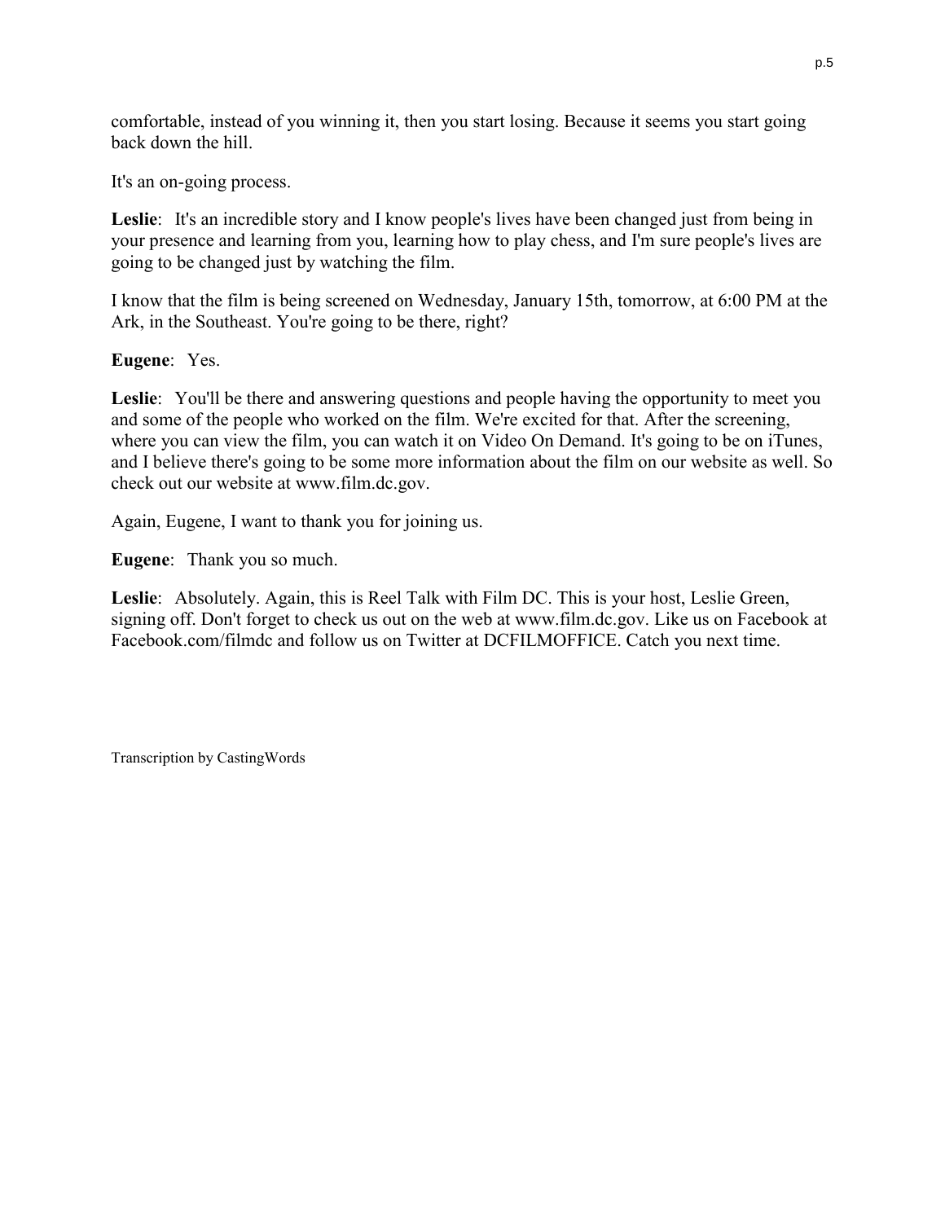comfortable, instead of you winning it, then you start losing. Because it seems you start going back down the hill.

It's an on-going process.

**Leslie**: It's an incredible story and I know people's lives have been changed just from being in your presence and learning from you, learning how to play chess, and I'm sure people's lives are going to be changed just by watching the film.

I know that the film is being screened on Wednesday, January 15th, tomorrow, at 6:00 PM at the Ark, in the Southeast. You're going to be there, right?

**Eugene**: Yes.

**Leslie**: You'll be there and answering questions and people having the opportunity to meet you and some of the people who worked on the film. We're excited for that. After the screening, where you can view the film, you can watch it on Video On Demand. It's going to be on iTunes, and I believe there's going to be some more information about the film on our website as well. So check out our website at www.film.dc.gov.

Again, Eugene, I want to thank you for joining us.

**Eugene**: Thank you so much.

**Leslie**: Absolutely. Again, this is Reel Talk with Film DC. This is your host, Leslie Green, signing off. Don't forget to check us out on the web at www.film.dc.gov. Like us on Facebook at Facebook.com/filmdc and follow us on Twitter at DCFILMOFFICE. Catch you next time.

Transcription by CastingWords